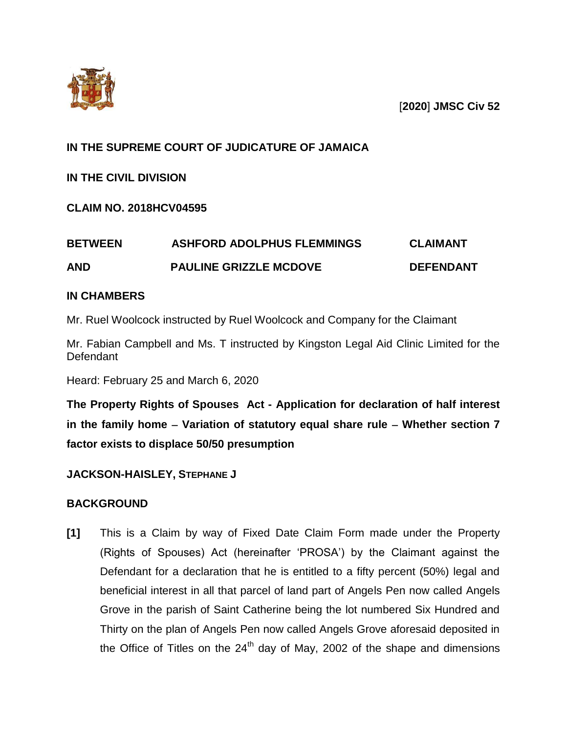[**2020**] **JMSC Civ 52**

**IN THE SUPREME COURT OF JUDICATURE OF JAMAICA**

**IN THE CIVIL DIVISION**

**CLAIM NO. 2018HCV04595**

| | | |
|---|---|---|
| **BETWEEN** | **ASHFORD ADOLPHUS FLEMMINGS** | **CLAIMANT** |
| **AND** | **PAULINE GRIZZLE MCDOVE** | **DEFENDANT** |

**IN CHAMBERS**

Mr. Ruel Woolcock instructed by Ruel Woolcock and Company for the Claimant

Mr. Fabian Campbell and Ms. T instructed by Kingston Legal Aid Clinic Limited for the Defendant

Heard: February 25 and March 6, 2020

**The Property Rights of Spouses Act - Application for declaration of half interest in the family home – Variation of statutory equal share rule – Whether section 7 factor exists to displace 50/50 presumption**

**JACKSON-HAISLEY, STEPHANE J**

**BACKGROUND**

**[1]** This is a Claim by way of Fixed Date Claim Form made under the Property (Rights of Spouses) Act (hereinafter 'PROSA') by the Claimant against the Defendant for a declaration that he is entitled to a fifty percent (50%) legal and beneficial interest in all that parcel of land part of Angels Pen now called Angels Grove in the parish of Saint Catherine being the lot numbered Six Hundred and Thirty on the plan of Angels Pen now called Angels Grove aforesaid deposited in the Office of Titles on the 24th day of May, 2002 of the shape and dimensions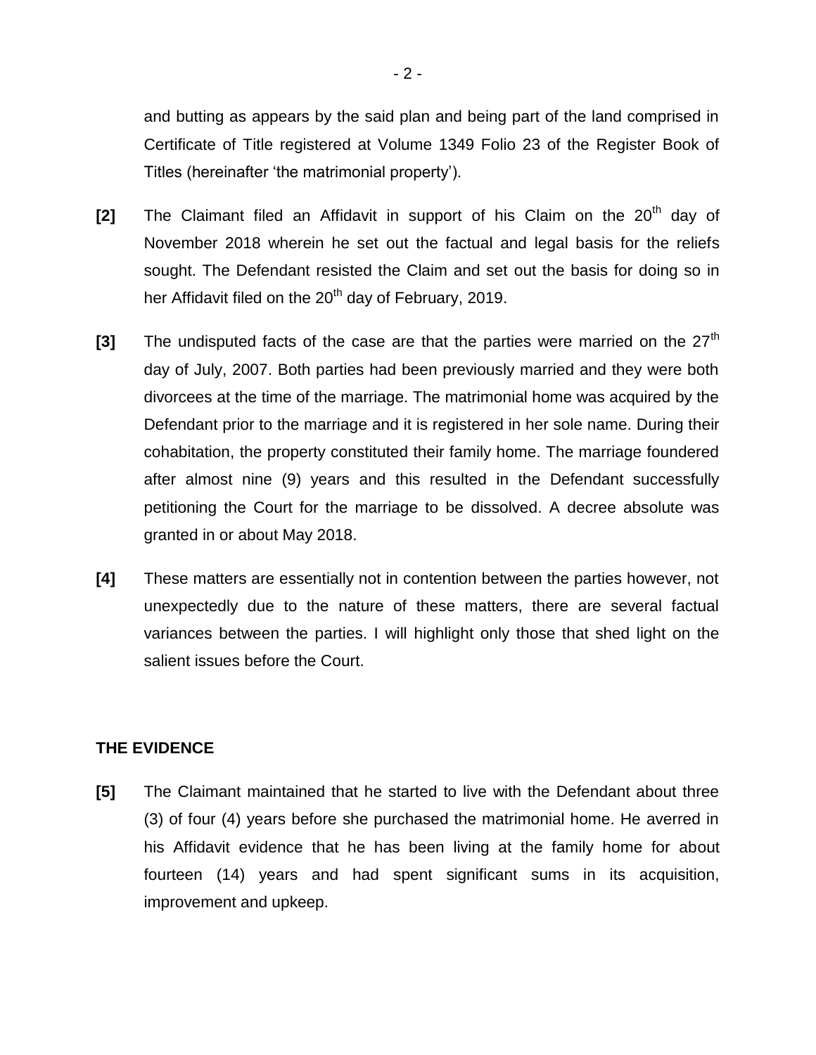and butting as appears by the said plan and being part of the land comprised in Certificate of Title registered at Volume 1349 Folio 23 of the Register Book of Titles (hereinafter 'the matrimonial property').

**[2]** The Claimant filed an Affidavit in support of his Claim on the 20th day of November 2018 wherein he set out the factual and legal basis for the reliefs sought. The Defendant resisted the Claim and set out the basis for doing so in her Affidavit filed on the 20th day of February, 2019.

**[3]** The undisputed facts of the case are that the parties were married on the 27th day of July, 2007. Both parties had been previously married and they were both divorcees at the time of the marriage. The matrimonial home was acquired by the Defendant prior to the marriage and it is registered in her sole name. During their cohabitation, the property constituted their family home. The marriage foundered after almost nine (9) years and this resulted in the Defendant successfully petitioning the Court for the marriage to be dissolved. A decree absolute was granted in or about May 2018.

**[4]** These matters are essentially not in contention between the parties however, not unexpectedly due to the nature of these matters, there are several factual variances between the parties. I will highlight only those that shed light on the salient issues before the Court.

**THE EVIDENCE**

**[5]** The Claimant maintained that he started to live with the Defendant about three (3) of four (4) years before she purchased the matrimonial home. He averred in his Affidavit evidence that he has been living at the family home for about fourteen (14) years and had spent significant sums in its acquisition, improvement and upkeep.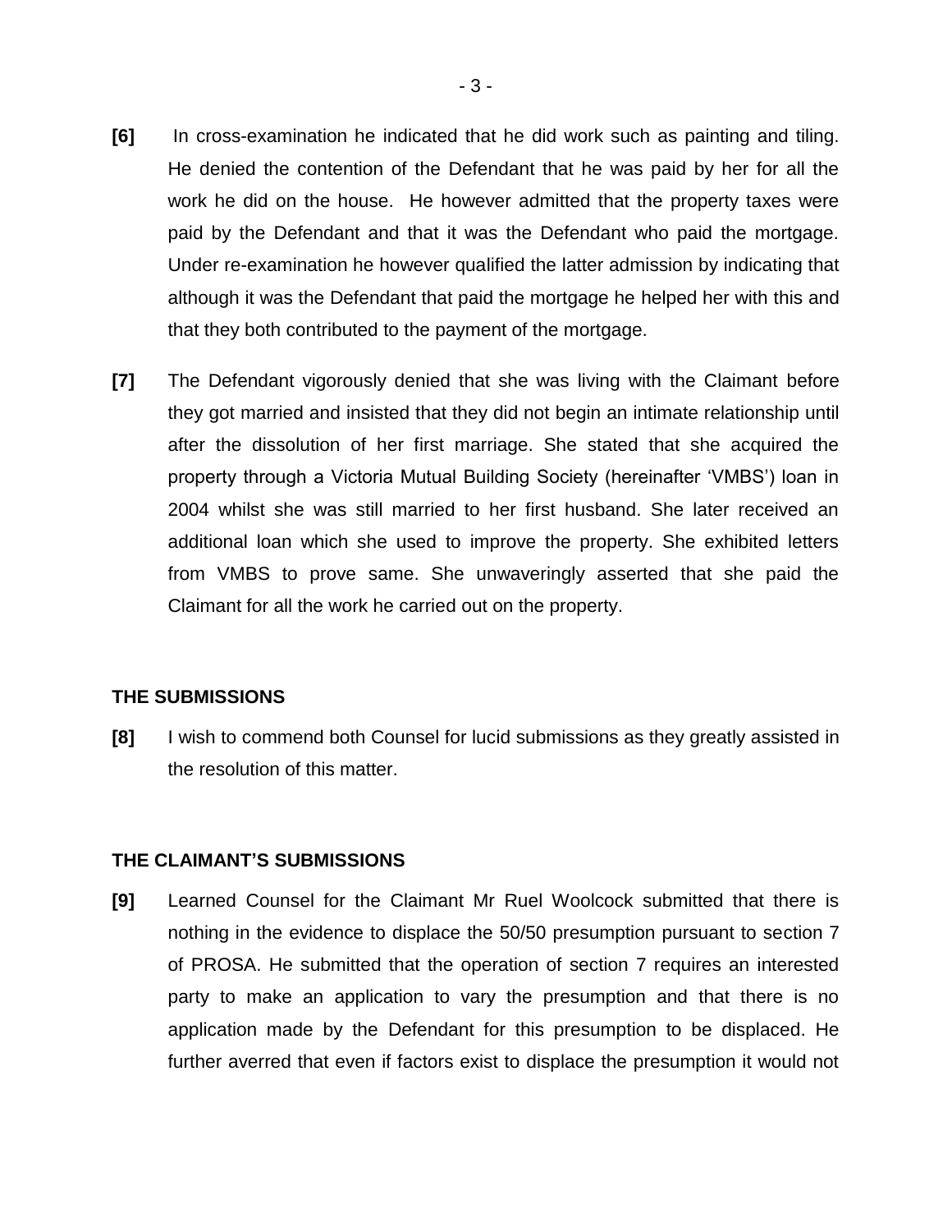**[6]** In cross-examination he indicated that he did work such as painting and tiling. He denied the contention of the Defendant that he was paid by her for all the work he did on the house. He however admitted that the property taxes were paid by the Defendant and that it was the Defendant who paid the mortgage. Under re-examination he however qualified the latter admission by indicating that although it was the Defendant that paid the mortgage he helped her with this and that they both contributed to the payment of the mortgage.

**[7]** The Defendant vigorously denied that she was living with the Claimant before they got married and insisted that they did not begin an intimate relationship until after the dissolution of her first marriage. She stated that she acquired the property through a Victoria Mutual Building Society (hereinafter 'VMBS') loan in 2004 whilst she was still married to her first husband. She later received an additional loan which she used to improve the property. She exhibited letters from VMBS to prove same. She unwaveringly asserted that she paid the Claimant for all the work he carried out on the property.

## THE SUBMISSIONS

**[8]** I wish to commend both Counsel for lucid submissions as they greatly assisted in the resolution of this matter.

## THE CLAIMANT'S SUBMISSIONS

**[9]** Learned Counsel for the Claimant Mr Ruel Woolcock submitted that there is nothing in the evidence to displace the 50/50 presumption pursuant to section 7 of PROSA. He submitted that the operation of section 7 requires an interested party to make an application to vary the presumption and that there is no application made by the Defendant for this presumption to be displaced. He further averred that even if factors exist to displace the presumption it would not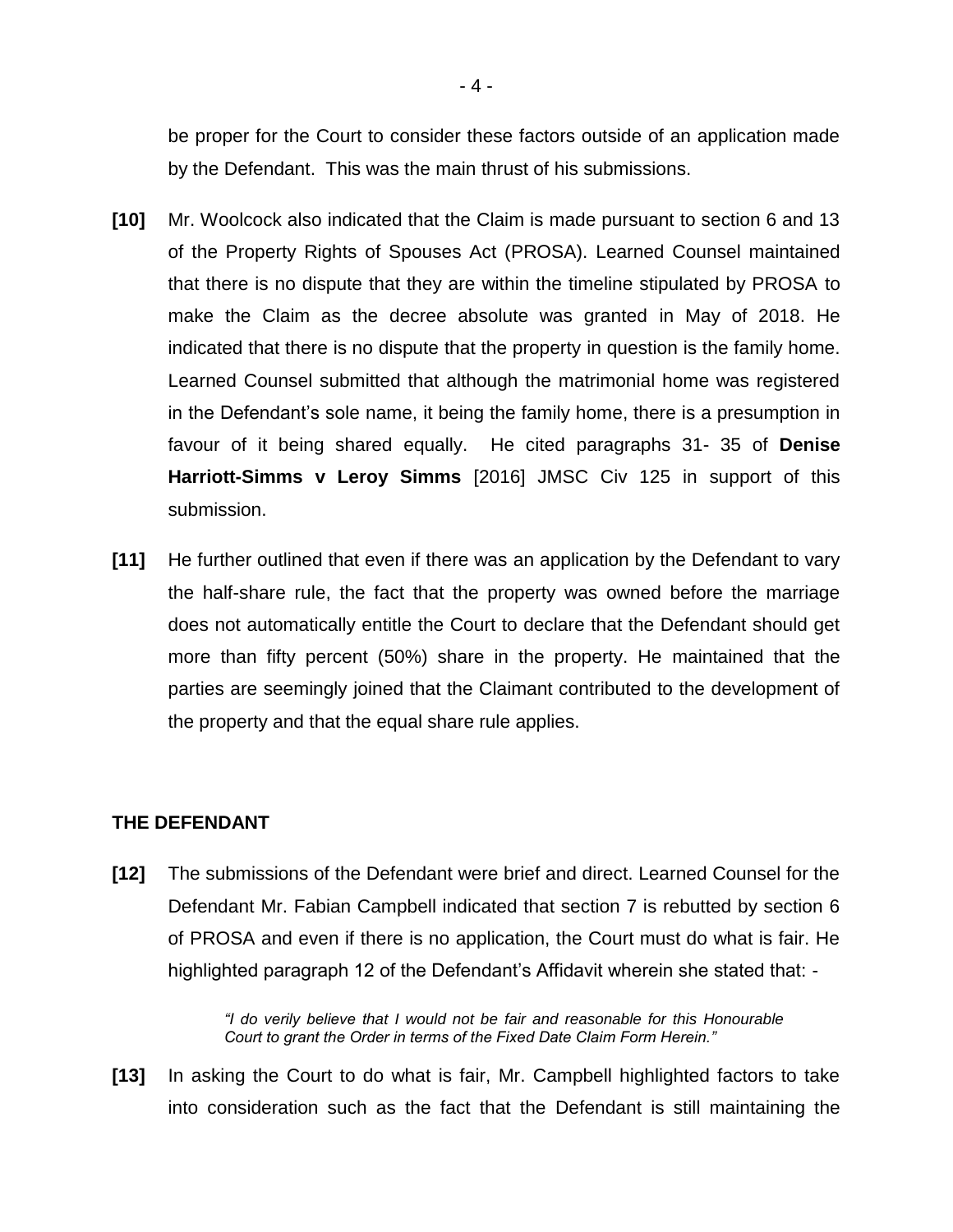be proper for the Court to consider these factors outside of an application made by the Defendant. This was the main thrust of his submissions.

**[10]** Mr. Woolcock also indicated that the Claim is made pursuant to section 6 and 13 of the Property Rights of Spouses Act (PROSA). Learned Counsel maintained that there is no dispute that they are within the timeline stipulated by PROSA to make the Claim as the decree absolute was granted in May of 2018. He indicated that there is no dispute that the property in question is the family home. Learned Counsel submitted that although the matrimonial home was registered in the Defendant's sole name, it being the family home, there is a presumption in favour of it being shared equally. He cited paragraphs 31- 35 of **Denise Harriott-Simms v Leroy Simms** [2016] JMSC Civ 125 in support of this submission.

**[11]** He further outlined that even if there was an application by the Defendant to vary the half-share rule, the fact that the property was owned before the marriage does not automatically entitle the Court to declare that the Defendant should get more than fifty percent (50%) share in the property. He maintained that the parties are seemingly joined that the Claimant contributed to the development of the property and that the equal share rule applies.

### THE DEFENDANT

**[12]** The submissions of the Defendant were brief and direct. Learned Counsel for the Defendant Mr. Fabian Campbell indicated that section 7 is rebutted by section 6 of PROSA and even if there is no application, the Court must do what is fair. He highlighted paragraph 12 of the Defendant's Affidavit wherein she stated that: -

> *"I do verily believe that I would not be fair and reasonable for this Honourable Court to grant the Order in terms of the Fixed Date Claim Form Herein."*

**[13]** In asking the Court to do what is fair, Mr. Campbell highlighted factors to take into consideration such as the fact that the Defendant is still maintaining the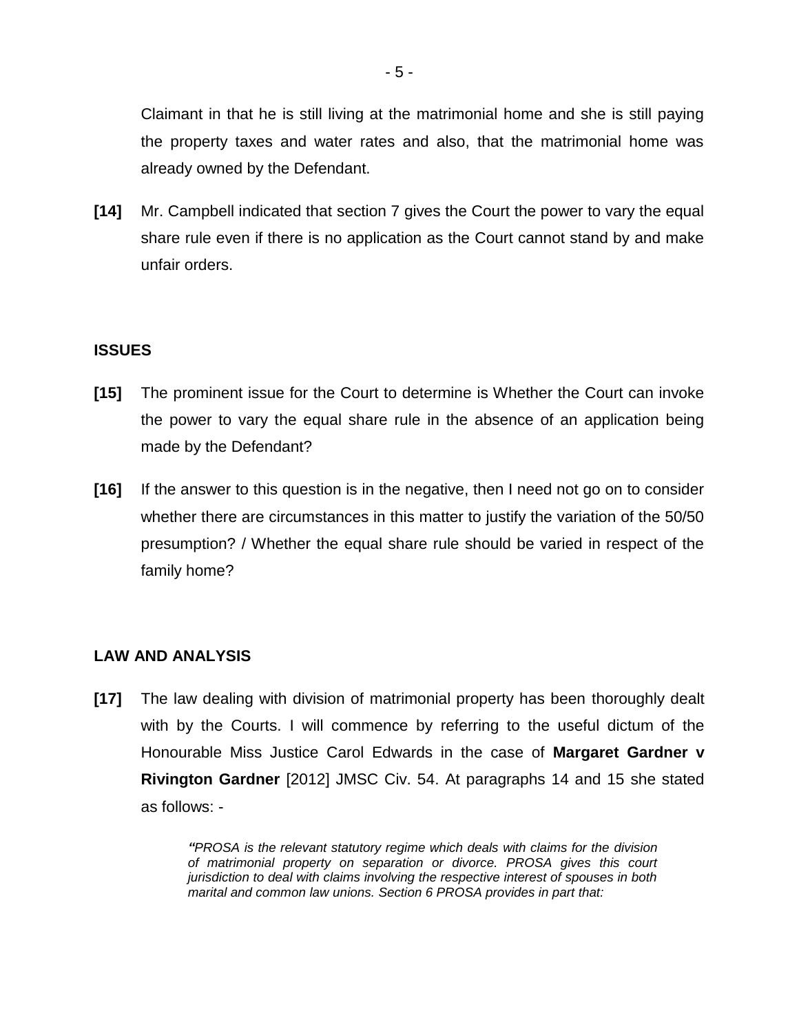Claimant in that he is still living at the matrimonial home and she is still paying the property taxes and water rates and also, that the matrimonial home was already owned by the Defendant.

**[14]** Mr. Campbell indicated that section 7 gives the Court the power to vary the equal share rule even if there is no application as the Court cannot stand by and make unfair orders.

## ISSUES

**[15]** The prominent issue for the Court to determine is Whether the Court can invoke the power to vary the equal share rule in the absence of an application being made by the Defendant?

**[16]** If the answer to this question is in the negative, then I need not go on to consider whether there are circumstances in this matter to justify the variation of the 50/50 presumption? / Whether the equal share rule should be varied in respect of the family home?

## LAW AND ANALYSIS

**[17]** The law dealing with division of matrimonial property has been thoroughly dealt with by the Courts. I will commence by referring to the useful dictum of the Honourable Miss Justice Carol Edwards in the case of **Margaret Gardner v Rivington Gardner** [2012] JMSC Civ. 54. At paragraphs 14 and 15 she stated as follows: -

> *"PROSA is the relevant statutory regime which deals with claims for the division of matrimonial property on separation or divorce. PROSA gives this court jurisdiction to deal with claims involving the respective interest of spouses in both marital and common law unions. Section 6 PROSA provides in part that:*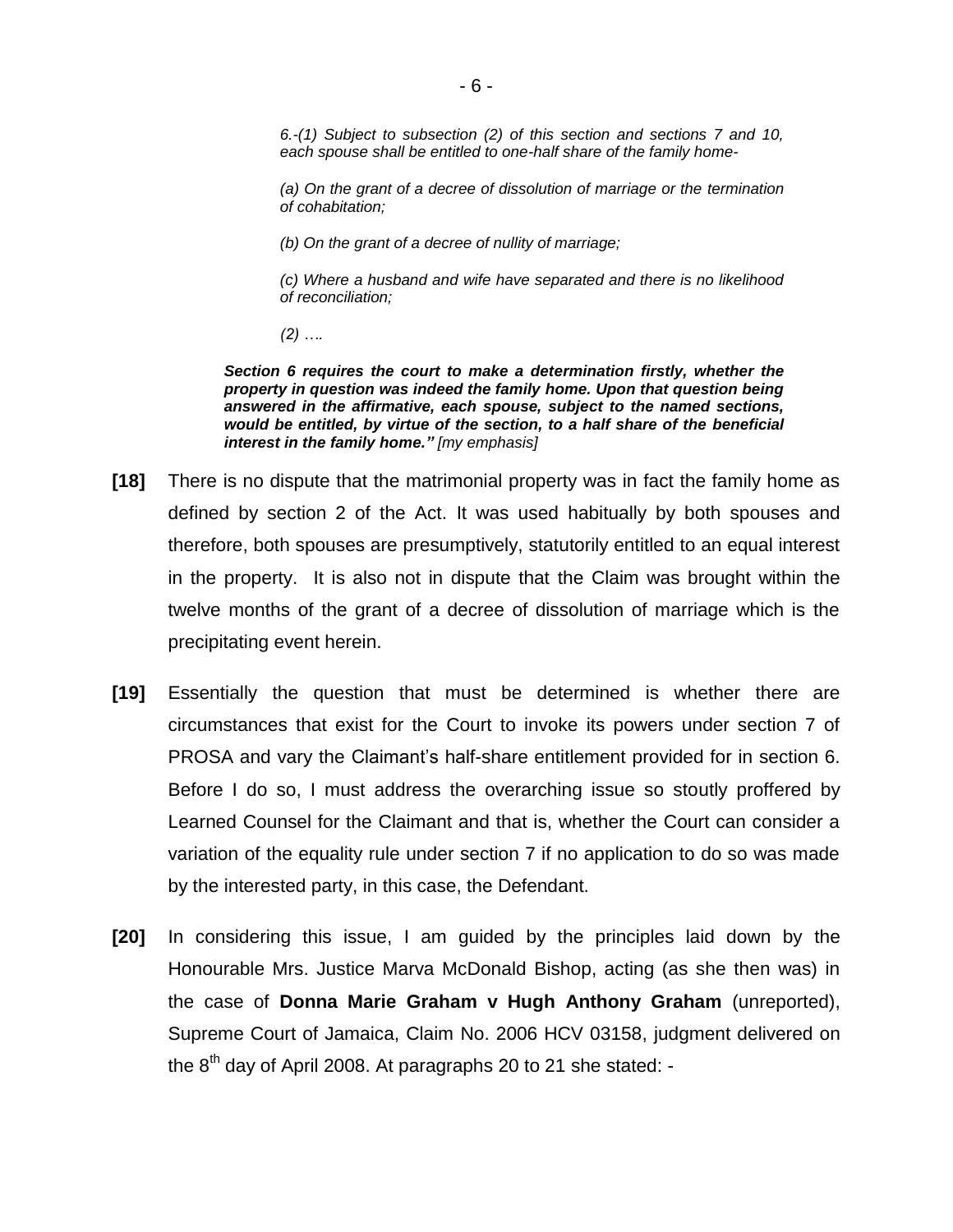> *6.-(1) Subject to subsection (2) of this section and sections 7 and 10, each spouse shall be entitled to one-half share of the family home-*
>
> *(a) On the grant of a decree of dissolution of marriage or the termination of cohabitation;*
>
> *(b) On the grant of a decree of nullity of marriage;*
>
> *(c) Where a husband and wife have separated and there is no likelihood of reconciliation;*
>
> *(2) ….*

***Section 6 requires the court to make a determination firstly, whether the property in question was indeed the family home. Upon that question being answered in the affirmative, each spouse, subject to the named sections, would be entitled, by virtue of the section, to a half share of the beneficial interest in the family home."*** *[my emphasis]*

**[18]** There is no dispute that the matrimonial property was in fact the family home as defined by section 2 of the Act. It was used habitually by both spouses and therefore, both spouses are presumptively, statutorily entitled to an equal interest in the property. It is also not in dispute that the Claim was brought within the twelve months of the grant of a decree of dissolution of marriage which is the precipitating event herein.

**[19]** Essentially the question that must be determined is whether there are circumstances that exist for the Court to invoke its powers under section 7 of PROSA and vary the Claimant's half-share entitlement provided for in section 6. Before I do so, I must address the overarching issue so stoutly proffered by Learned Counsel for the Claimant and that is, whether the Court can consider a variation of the equality rule under section 7 if no application to do so was made by the interested party, in this case, the Defendant.

**[20]** In considering this issue, I am guided by the principles laid down by the Honourable Mrs. Justice Marva McDonald Bishop, acting (as she then was) in the case of **Donna Marie Graham v Hugh Anthony Graham** (unreported), Supreme Court of Jamaica, Claim No. 2006 HCV 03158, judgment delivered on the 8th day of April 2008. At paragraphs 20 to 21 she stated: -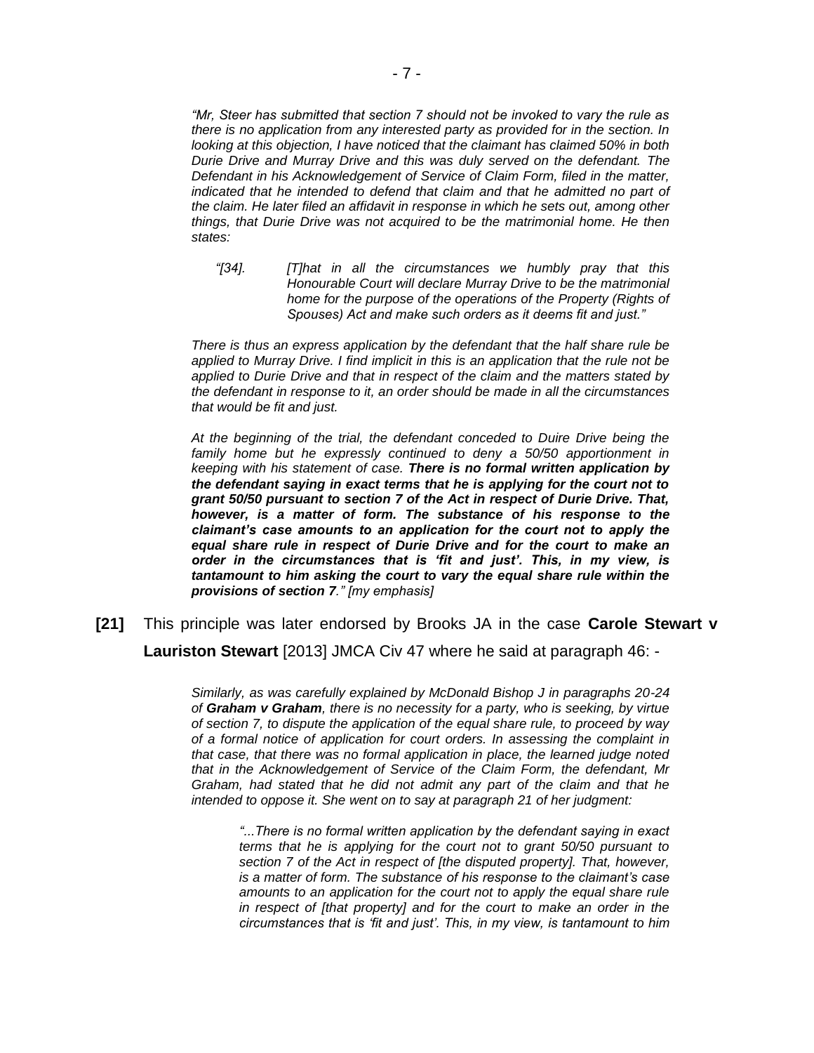*"Mr, Steer has submitted that section 7 should not be invoked to vary the rule as there is no application from any interested party as provided for in the section. In looking at this objection, I have noticed that the claimant has claimed 50% in both Durie Drive and Murray Drive and this was duly served on the defendant. The Defendant in his Acknowledgement of Service of Claim Form, filed in the matter, indicated that he intended to defend that claim and that he admitted no part of the claim. He later filed an affidavit in response in which he sets out, among other things, that Durie Drive was not acquired to be the matrimonial home. He then states:*

> *"[34]. [T]hat in all the circumstances we humbly pray that this Honourable Court will declare Murray Drive to be the matrimonial home for the purpose of the operations of the Property (Rights of Spouses) Act and make such orders as it deems fit and just."*

*There is thus an express application by the defendant that the half share rule be applied to Murray Drive. I find implicit in this is an application that the rule not be applied to Durie Drive and that in respect of the claim and the matters stated by the defendant in response to it, an order should be made in all the circumstances that would be fit and just.*

*At the beginning of the trial, the defendant conceded to Duire Drive being the family home but he expressly continued to deny a 50/50 apportionment in keeping with his statement of case.* ***There is no formal written application by the defendant saying in exact terms that he is applying for the court not to grant 50/50 pursuant to section 7 of the Act in respect of Durie Drive. That, however, is a matter of form. The substance of his response to the claimant's case amounts to an application for the court not to apply the equal share rule in respect of Durie Drive and for the court to make an order in the circumstances that is 'fit and just'. This, in my view, is tantamount to him asking the court to vary the equal share rule within the provisions of section 7****." [my emphasis]*

**[21]** This principle was later endorsed by Brooks JA in the case **Carole Stewart v Lauriston Stewart** [2013] JMCA Civ 47 where he said at paragraph 46: -

> *Similarly, as was carefully explained by McDonald Bishop J in paragraphs 20-24 of **Graham v Graham**, there is no necessity for a party, who is seeking, by virtue of section 7, to dispute the application of the equal share rule, to proceed by way of a formal notice of application for court orders. In assessing the complaint in that case, that there was no formal application in place, the learned judge noted that in the Acknowledgement of Service of the Claim Form, the defendant, Mr Graham, had stated that he did not admit any part of the claim and that he intended to oppose it. She went on to say at paragraph 21 of her judgment:*
>
> > *"...There is no formal written application by the defendant saying in exact terms that he is applying for the court not to grant 50/50 pursuant to section 7 of the Act in respect of [the disputed property]. That, however, is a matter of form. The substance of his response to the claimant's case amounts to an application for the court not to apply the equal share rule in respect of [that property] and for the court to make an order in the circumstances that is 'fit and just'. This, in my view, is tantamount to him*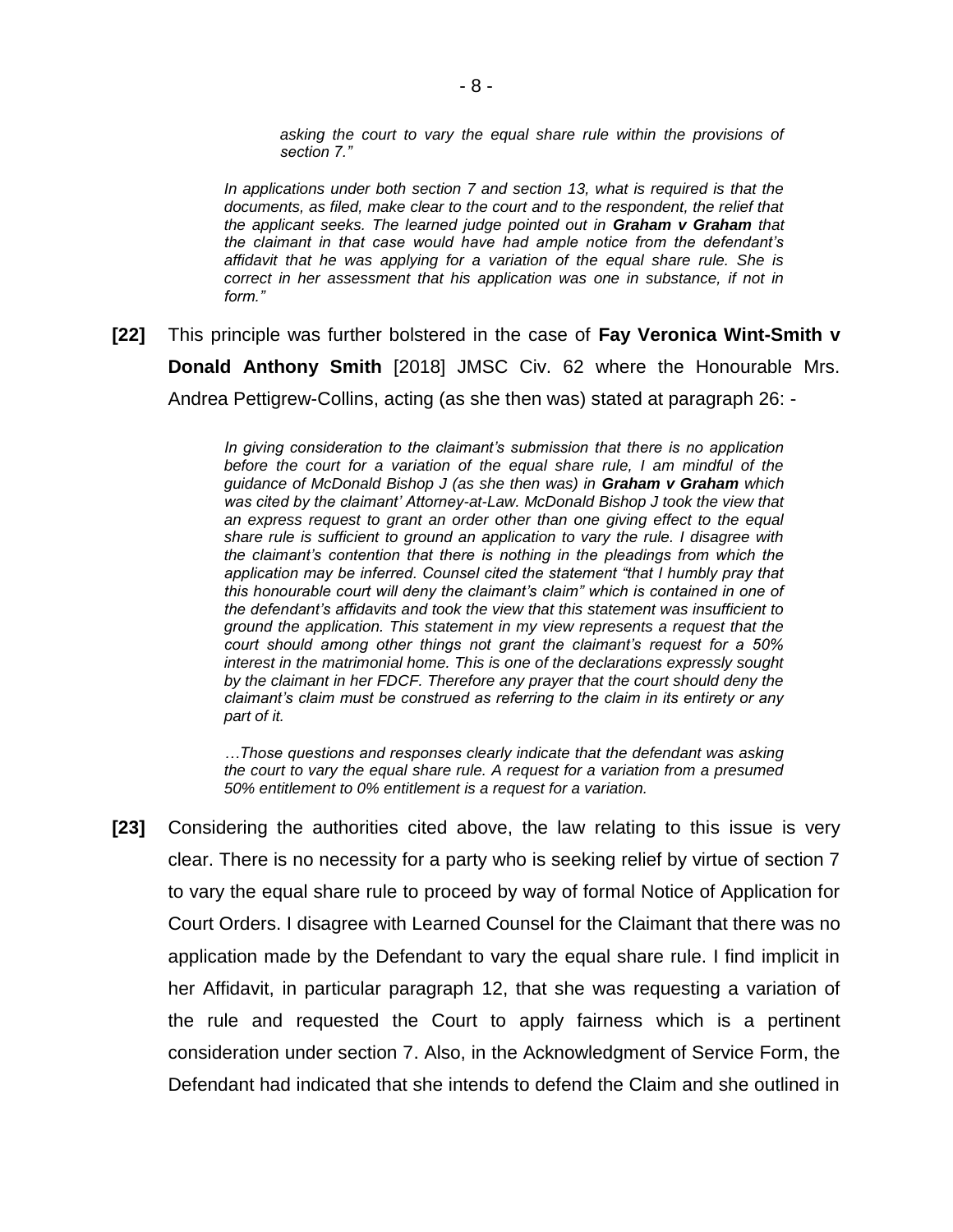> *asking the court to vary the equal share rule within the provisions of section 7."*
>
> *In applications under both section 7 and section 13, what is required is that the documents, as filed, make clear to the court and to the respondent, the relief that the applicant seeks. The learned judge pointed out in **Graham v Graham** that the claimant in that case would have had ample notice from the defendant's affidavit that he was applying for a variation of the equal share rule. She is correct in her assessment that his application was one in substance, if not in form."*

**[22]** This principle was further bolstered in the case of **Fay Veronica Wint-Smith v Donald Anthony Smith** [2018] JMSC Civ. 62 where the Honourable Mrs. Andrea Pettigrew-Collins, acting (as she then was) stated at paragraph 26: -

> *In giving consideration to the claimant's submission that there is no application before the court for a variation of the equal share rule, I am mindful of the guidance of McDonald Bishop J (as she then was) in **Graham v Graham** which was cited by the claimant' Attorney-at-Law. McDonald Bishop J took the view that an express request to grant an order other than one giving effect to the equal share rule is sufficient to ground an application to vary the rule. I disagree with the claimant's contention that there is nothing in the pleadings from which the application may be inferred. Counsel cited the statement "that I humbly pray that this honourable court will deny the claimant's claim" which is contained in one of the defendant's affidavits and took the view that this statement was insufficient to ground the application. This statement in my view represents a request that the court should among other things not grant the claimant's request for a 50% interest in the matrimonial home. This is one of the declarations expressly sought by the claimant in her FDCF. Therefore any prayer that the court should deny the claimant's claim must be construed as referring to the claim in its entirety or any part of it.*
>
> *…Those questions and responses clearly indicate that the defendant was asking the court to vary the equal share rule. A request for a variation from a presumed 50% entitlement to 0% entitlement is a request for a variation.*

**[23]** Considering the authorities cited above, the law relating to this issue is very clear. There is no necessity for a party who is seeking relief by virtue of section 7 to vary the equal share rule to proceed by way of formal Notice of Application for Court Orders. I disagree with Learned Counsel for the Claimant that there was no application made by the Defendant to vary the equal share rule. I find implicit in her Affidavit, in particular paragraph 12, that she was requesting a variation of the rule and requested the Court to apply fairness which is a pertinent consideration under section 7. Also, in the Acknowledgment of Service Form, the Defendant had indicated that she intends to defend the Claim and she outlined in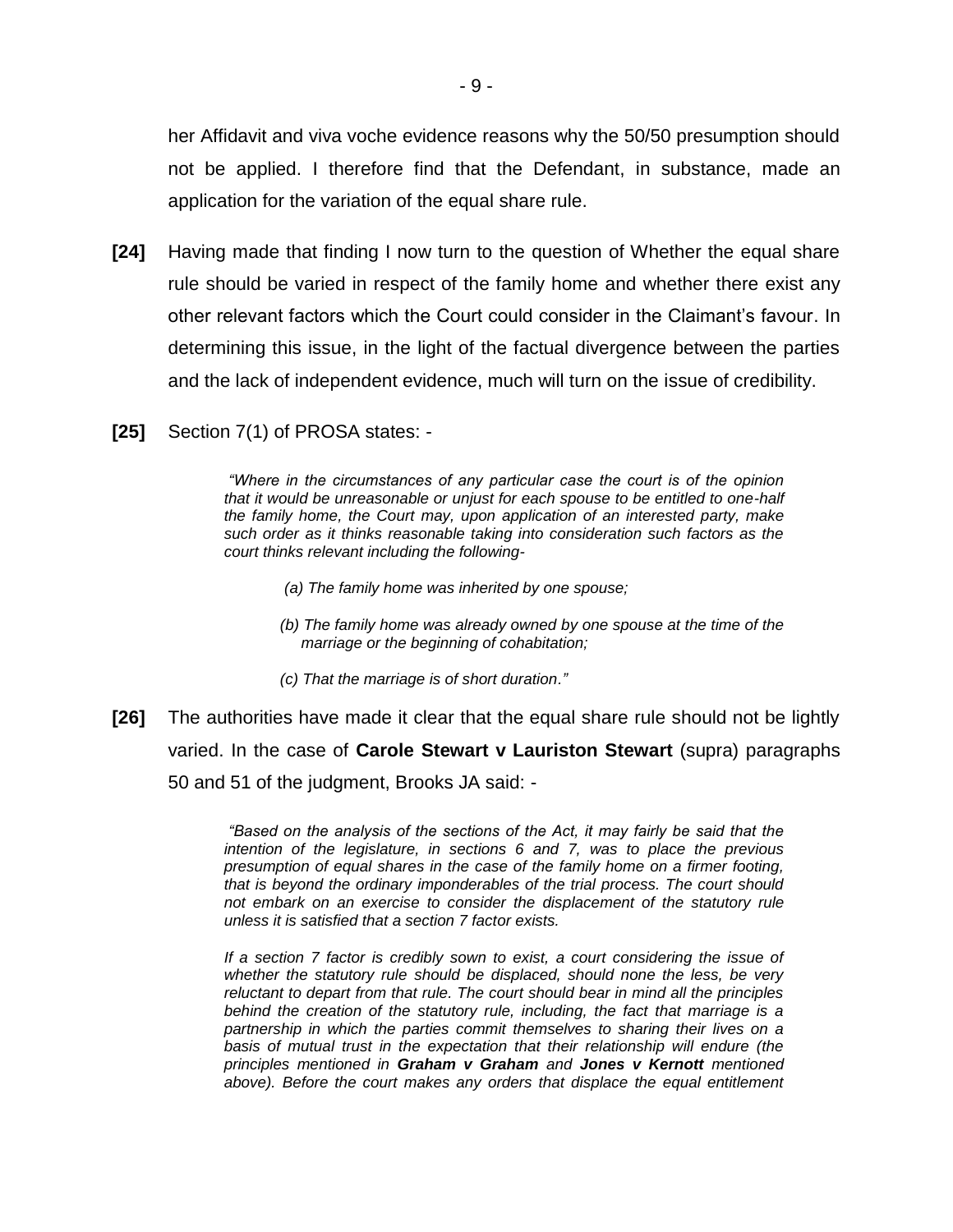her Affidavit and viva voche evidence reasons why the 50/50 presumption should not be applied. I therefore find that the Defendant, in substance, made an application for the variation of the equal share rule.

**[24]** Having made that finding I now turn to the question of Whether the equal share rule should be varied in respect of the family home and whether there exist any other relevant factors which the Court could consider in the Claimant's favour. In determining this issue, in the light of the factual divergence between the parties and the lack of independent evidence, much will turn on the issue of credibility.

**[25]** Section 7(1) of PROSA states: -

> *"Where in the circumstances of any particular case the court is of the opinion that it would be unreasonable or unjust for each spouse to be entitled to one-half the family home, the Court may, upon application of an interested party, make such order as it thinks reasonable taking into consideration such factors as the court thinks relevant including the following-*
>
> *(a) The family home was inherited by one spouse;*
>
> *(b) The family home was already owned by one spouse at the time of the marriage or the beginning of cohabitation;*
>
> *(c) That the marriage is of short duration."*

**[26]** The authorities have made it clear that the equal share rule should not be lightly varied. In the case of **Carole Stewart v Lauriston Stewart** (supra) paragraphs 50 and 51 of the judgment, Brooks JA said: -

> *"Based on the analysis of the sections of the Act, it may fairly be said that the intention of the legislature, in sections 6 and 7, was to place the previous presumption of equal shares in the case of the family home on a firmer footing, that is beyond the ordinary imponderables of the trial process. The court should not embark on an exercise to consider the displacement of the statutory rule unless it is satisfied that a section 7 factor exists.*
>
> *If a section 7 factor is credibly sown to exist, a court considering the issue of whether the statutory rule should be displaced, should none the less, be very reluctant to depart from that rule. The court should bear in mind all the principles behind the creation of the statutory rule, including, the fact that marriage is a partnership in which the parties commit themselves to sharing their lives on a basis of mutual trust in the expectation that their relationship will endure (the principles mentioned in* ***Graham v Graham*** *and* ***Jones v Kernott*** *mentioned above). Before the court makes any orders that displace the equal entitlement*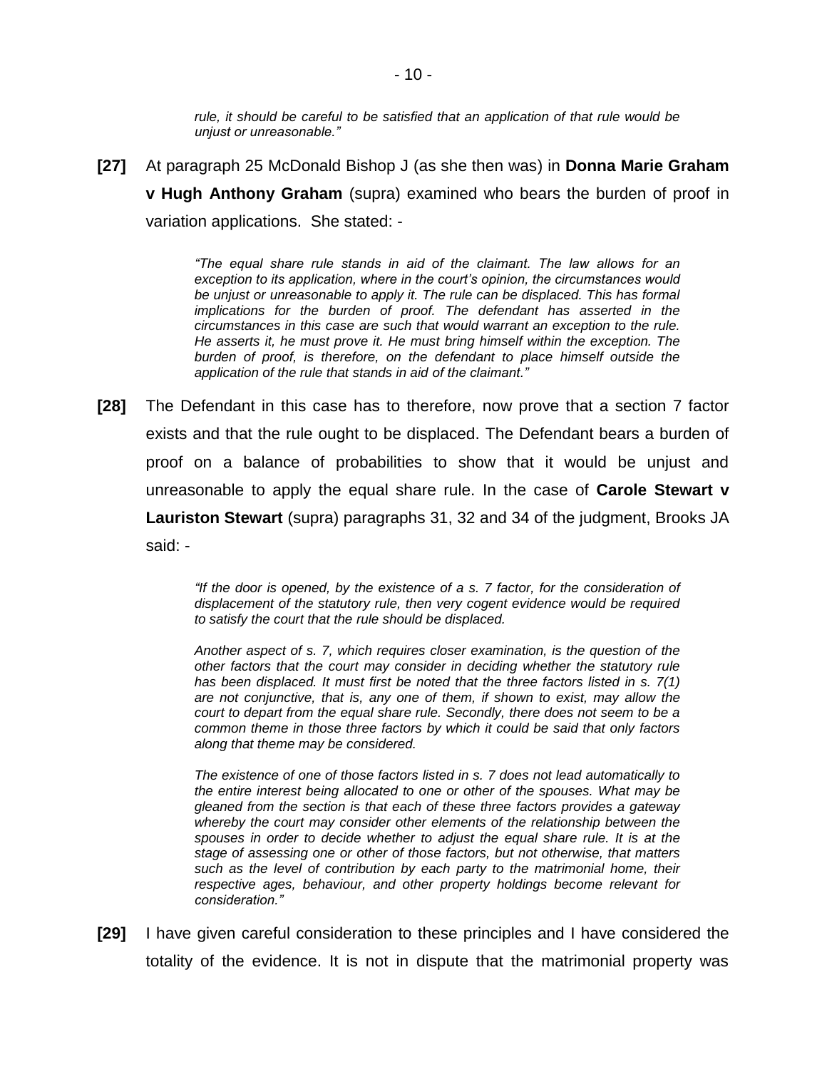*rule, it should be careful to be satisfied that an application of that rule would be unjust or unreasonable."*

**[27]** At paragraph 25 McDonald Bishop J (as she then was) in **Donna Marie Graham v Hugh Anthony Graham** (supra) examined who bears the burden of proof in variation applications. She stated: -

> *"The equal share rule stands in aid of the claimant. The law allows for an exception to its application, where in the court's opinion, the circumstances would be unjust or unreasonable to apply it. The rule can be displaced. This has formal implications for the burden of proof. The defendant has asserted in the circumstances in this case are such that would warrant an exception to the rule. He asserts it, he must prove it. He must bring himself within the exception. The burden of proof, is therefore, on the defendant to place himself outside the application of the rule that stands in aid of the claimant."*

**[28]** The Defendant in this case has to therefore, now prove that a section 7 factor exists and that the rule ought to be displaced. The Defendant bears a burden of proof on a balance of probabilities to show that it would be unjust and unreasonable to apply the equal share rule. In the case of **Carole Stewart v Lauriston Stewart** (supra) paragraphs 31, 32 and 34 of the judgment, Brooks JA said: -

> *"If the door is opened, by the existence of a s. 7 factor, for the consideration of displacement of the statutory rule, then very cogent evidence would be required to satisfy the court that the rule should be displaced.*
>
> *Another aspect of s. 7, which requires closer examination, is the question of the other factors that the court may consider in deciding whether the statutory rule has been displaced. It must first be noted that the three factors listed in s. 7(1) are not conjunctive, that is, any one of them, if shown to exist, may allow the court to depart from the equal share rule. Secondly, there does not seem to be a common theme in those three factors by which it could be said that only factors along that theme may be considered.*
>
> *The existence of one of those factors listed in s. 7 does not lead automatically to the entire interest being allocated to one or other of the spouses. What may be gleaned from the section is that each of these three factors provides a gateway whereby the court may consider other elements of the relationship between the spouses in order to decide whether to adjust the equal share rule. It is at the stage of assessing one or other of those factors, but not otherwise, that matters such as the level of contribution by each party to the matrimonial home, their respective ages, behaviour, and other property holdings become relevant for consideration."*

**[29]** I have given careful consideration to these principles and I have considered the totality of the evidence. It is not in dispute that the matrimonial property was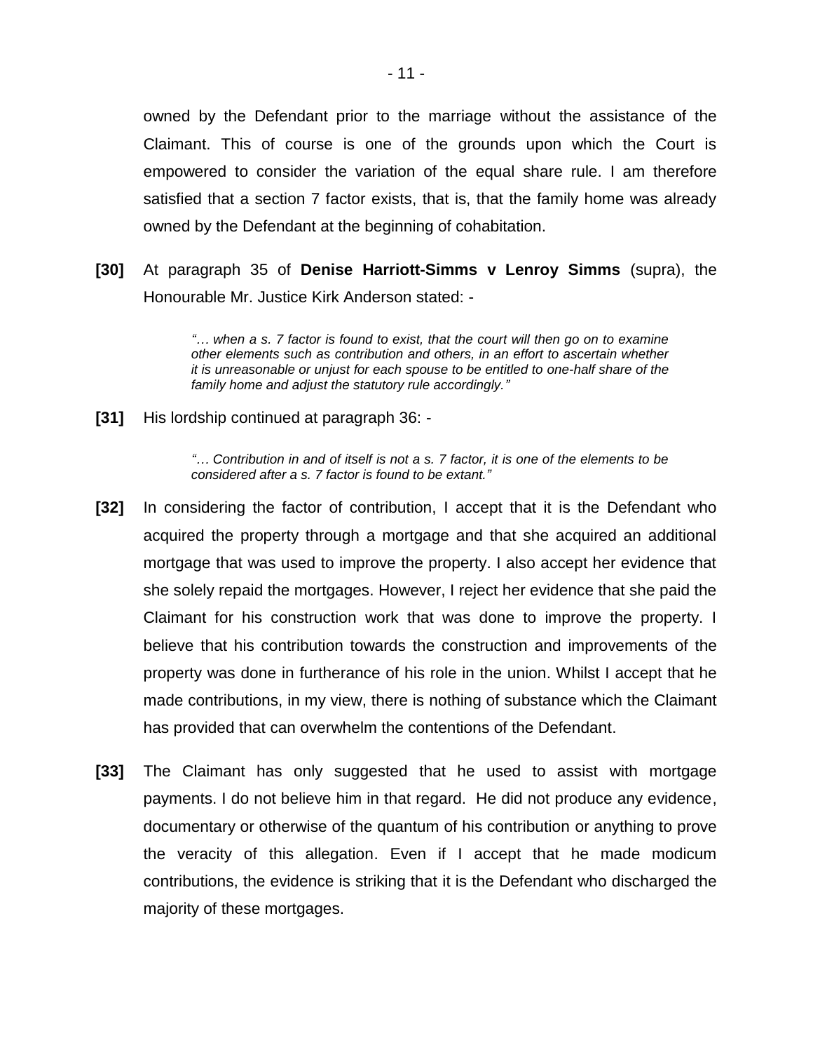owned by the Defendant prior to the marriage without the assistance of the Claimant. This of course is one of the grounds upon which the Court is empowered to consider the variation of the equal share rule. I am therefore satisfied that a section 7 factor exists, that is, that the family home was already owned by the Defendant at the beginning of cohabitation.

**[30]** At paragraph 35 of **Denise Harriott-Simms v Lenroy Simms** (supra), the Honourable Mr. Justice Kirk Anderson stated: -

> *"… when a s. 7 factor is found to exist, that the court will then go on to examine other elements such as contribution and others, in an effort to ascertain whether it is unreasonable or unjust for each spouse to be entitled to one-half share of the family home and adjust the statutory rule accordingly."*

**[31]** His lordship continued at paragraph 36: -

> *"… Contribution in and of itself is not a s. 7 factor, it is one of the elements to be considered after a s. 7 factor is found to be extant."*

**[32]** In considering the factor of contribution, I accept that it is the Defendant who acquired the property through a mortgage and that she acquired an additional mortgage that was used to improve the property. I also accept her evidence that she solely repaid the mortgages. However, I reject her evidence that she paid the Claimant for his construction work that was done to improve the property. I believe that his contribution towards the construction and improvements of the property was done in furtherance of his role in the union. Whilst I accept that he made contributions, in my view, there is nothing of substance which the Claimant has provided that can overwhelm the contentions of the Defendant.

**[33]** The Claimant has only suggested that he used to assist with mortgage payments. I do not believe him in that regard. He did not produce any evidence, documentary or otherwise of the quantum of his contribution or anything to prove the veracity of this allegation. Even if I accept that he made modicum contributions, the evidence is striking that it is the Defendant who discharged the majority of these mortgages.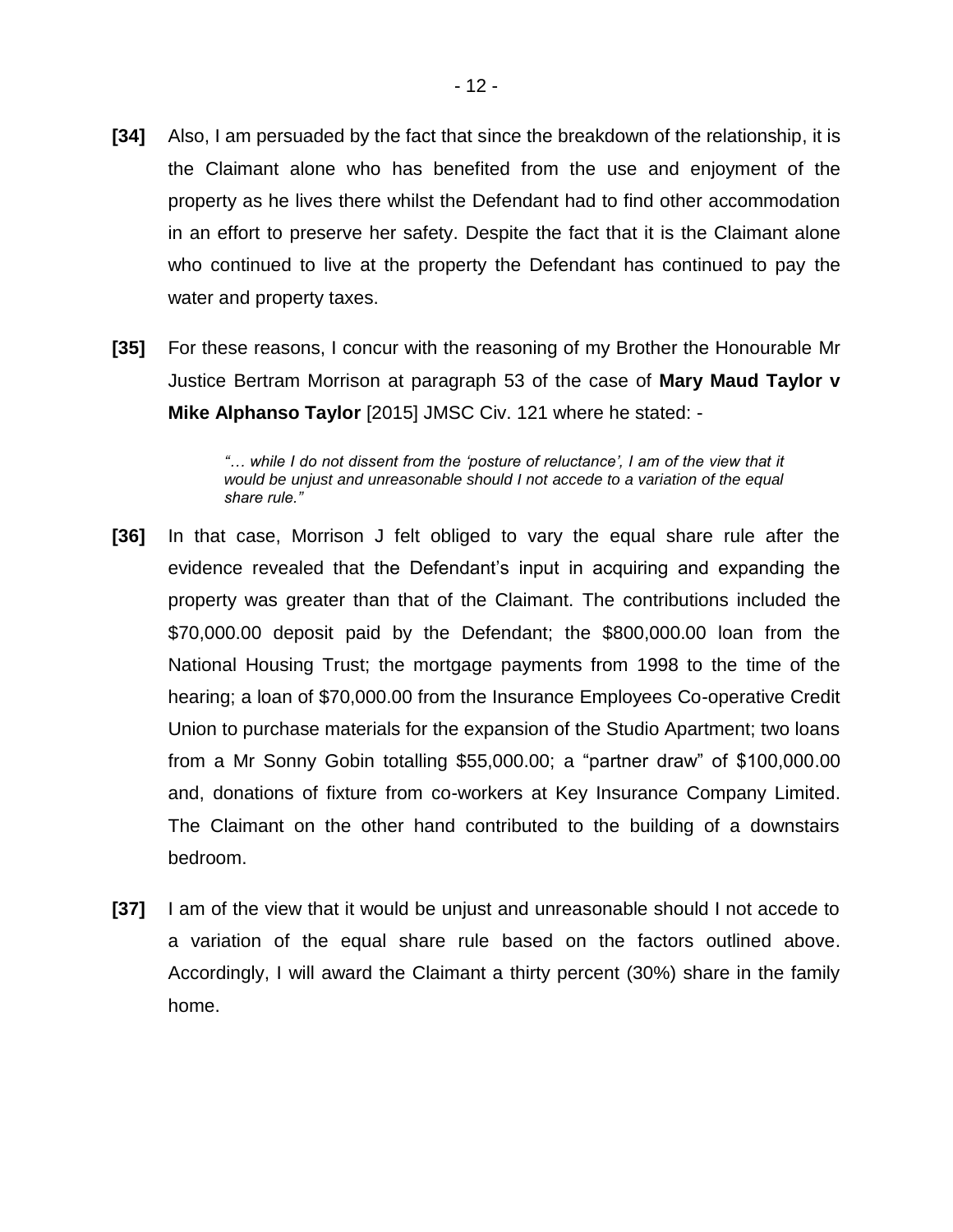**[34]** Also, I am persuaded by the fact that since the breakdown of the relationship, it is the Claimant alone who has benefited from the use and enjoyment of the property as he lives there whilst the Defendant had to find other accommodation in an effort to preserve her safety. Despite the fact that it is the Claimant alone who continued to live at the property the Defendant has continued to pay the water and property taxes.

**[35]** For these reasons, I concur with the reasoning of my Brother the Honourable Mr Justice Bertram Morrison at paragraph 53 of the case of **Mary Maud Taylor v Mike Alphanso Taylor** [2015] JMSC Civ. 121 where he stated: -

> *"… while I do not dissent from the 'posture of reluctance', I am of the view that it would be unjust and unreasonable should I not accede to a variation of the equal share rule."*

**[36]** In that case, Morrison J felt obliged to vary the equal share rule after the evidence revealed that the Defendant's input in acquiring and expanding the property was greater than that of the Claimant. The contributions included the $70,000.00 deposit paid by the Defendant; the $800,000.00 loan from the National Housing Trust; the mortgage payments from 1998 to the time of the hearing; a loan of $70,000.00 from the Insurance Employees Co-operative Credit Union to purchase materials for the expansion of the Studio Apartment; two loans from a Mr Sonny Gobin totalling $55,000.00; a "partner draw" of $100,000.00 and, donations of fixture from co-workers at Key Insurance Company Limited. The Claimant on the other hand contributed to the building of a downstairs bedroom.

**[37]** I am of the view that it would be unjust and unreasonable should I not accede to a variation of the equal share rule based on the factors outlined above. Accordingly, I will award the Claimant a thirty percent (30%) share in the family home.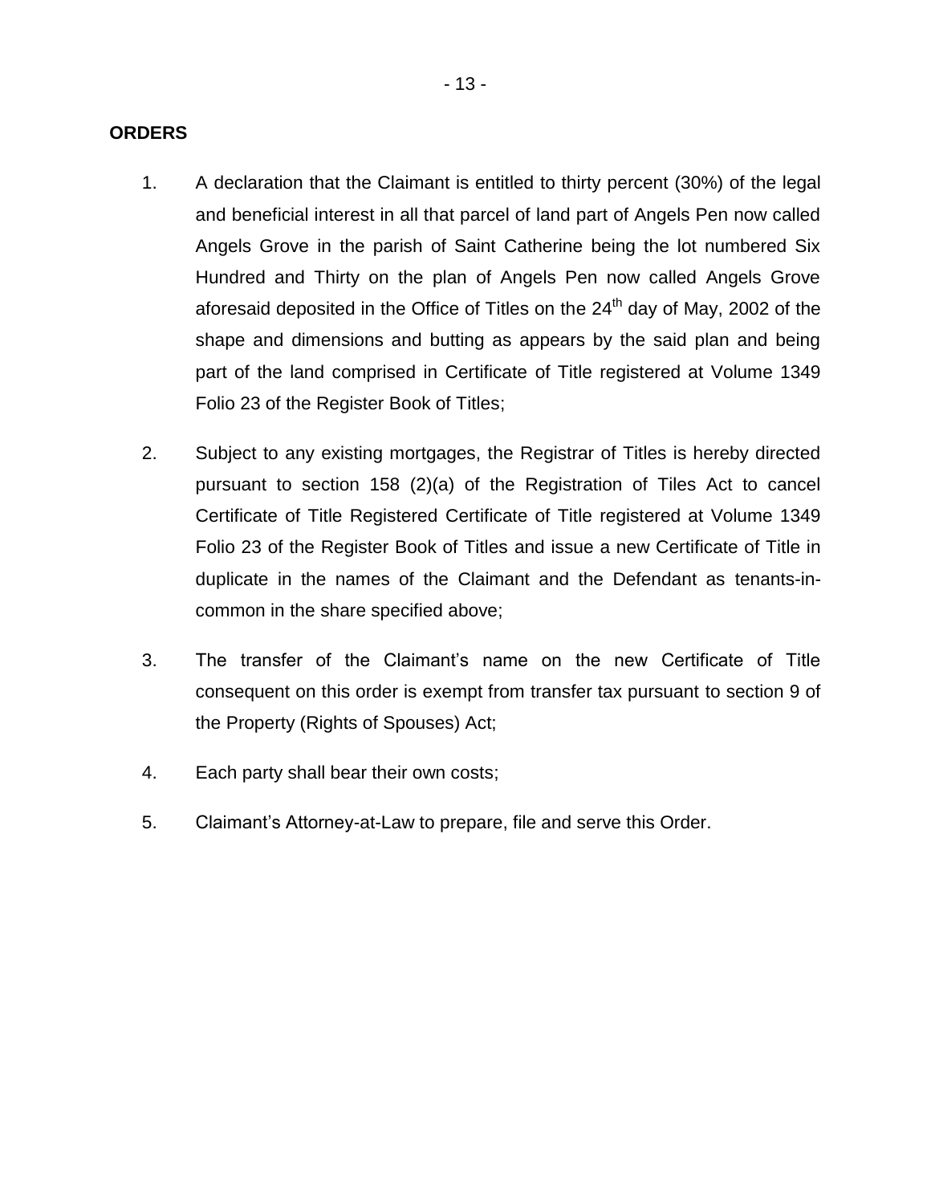**ORDERS**

1. A declaration that the Claimant is entitled to thirty percent (30%) of the legal and beneficial interest in all that parcel of land part of Angels Pen now called Angels Grove in the parish of Saint Catherine being the lot numbered Six Hundred and Thirty on the plan of Angels Pen now called Angels Grove aforesaid deposited in the Office of Titles on the 24th day of May, 2002 of the shape and dimensions and butting as appears by the said plan and being part of the land comprised in Certificate of Title registered at Volume 1349 Folio 23 of the Register Book of Titles;

2. Subject to any existing mortgages, the Registrar of Titles is hereby directed pursuant to section 158 (2)(a) of the Registration of Tiles Act to cancel Certificate of Title Registered Certificate of Title registered at Volume 1349 Folio 23 of the Register Book of Titles and issue a new Certificate of Title in duplicate in the names of the Claimant and the Defendant as tenants-in-common in the share specified above;

3. The transfer of the Claimant's name on the new Certificate of Title consequent on this order is exempt from transfer tax pursuant to section 9 of the Property (Rights of Spouses) Act;

4. Each party shall bear their own costs;

5. Claimant's Attorney-at-Law to prepare, file and serve this Order.